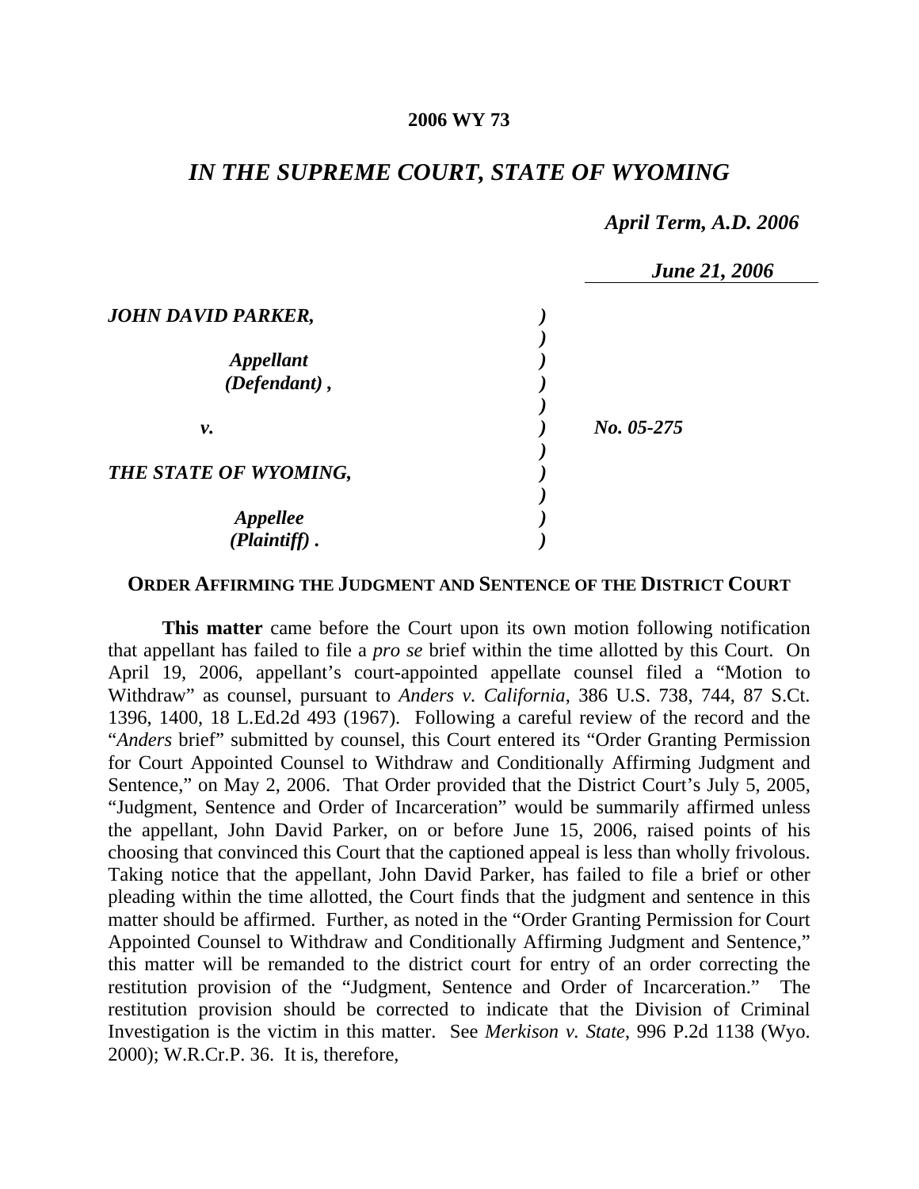**2006 WY 73**

# *IN THE SUPREME COURT, STATE OF WYOMING*

*April Term, A.D. 2006*

*June 21, 2006*

| | | |
|---|---|---|
| ***JOHN DAVID PARKER,*** | ) | |
| | ) | |
| ***Appellant*** | ) | |
| ***(Defendant) ,*** | ) | |
| | ) | |
| ***v.*** | ) | ***No. 05-275*** |
| | ) | |
| ***THE STATE OF WYOMING,*** | ) | |
| | ) | |
| ***Appellee*** | ) | |
| ***(Plaintiff) .*** | ) | |

## ORDER AFFIRMING THE JUDGMENT AND SENTENCE OF THE DISTRICT COURT

**This matter** came before the Court upon its own motion following notification that appellant has failed to file a *pro se* brief within the time allotted by this Court. On April 19, 2006, appellant's court-appointed appellate counsel filed a "Motion to Withdraw" as counsel, pursuant to *Anders v. California*, 386 U.S. 738, 744, 87 S.Ct. 1396, 1400, 18 L.Ed.2d 493 (1967). Following a careful review of the record and the "*Anders* brief" submitted by counsel, this Court entered its "Order Granting Permission for Court Appointed Counsel to Withdraw and Conditionally Affirming Judgment and Sentence," on May 2, 2006. That Order provided that the District Court's July 5, 2005, "Judgment, Sentence and Order of Incarceration" would be summarily affirmed unless the appellant, John David Parker, on or before June 15, 2006, raised points of his choosing that convinced this Court that the captioned appeal is less than wholly frivolous. Taking notice that the appellant, John David Parker, has failed to file a brief or other pleading within the time allotted, the Court finds that the judgment and sentence in this matter should be affirmed. Further, as noted in the "Order Granting Permission for Court Appointed Counsel to Withdraw and Conditionally Affirming Judgment and Sentence," this matter will be remanded to the district court for entry of an order correcting the restitution provision of the "Judgment, Sentence and Order of Incarceration." The restitution provision should be corrected to indicate that the Division of Criminal Investigation is the victim in this matter. See *Merkison v. State*, 996 P.2d 1138 (Wyo. 2000); W.R.Cr.P. 36. It is, therefore,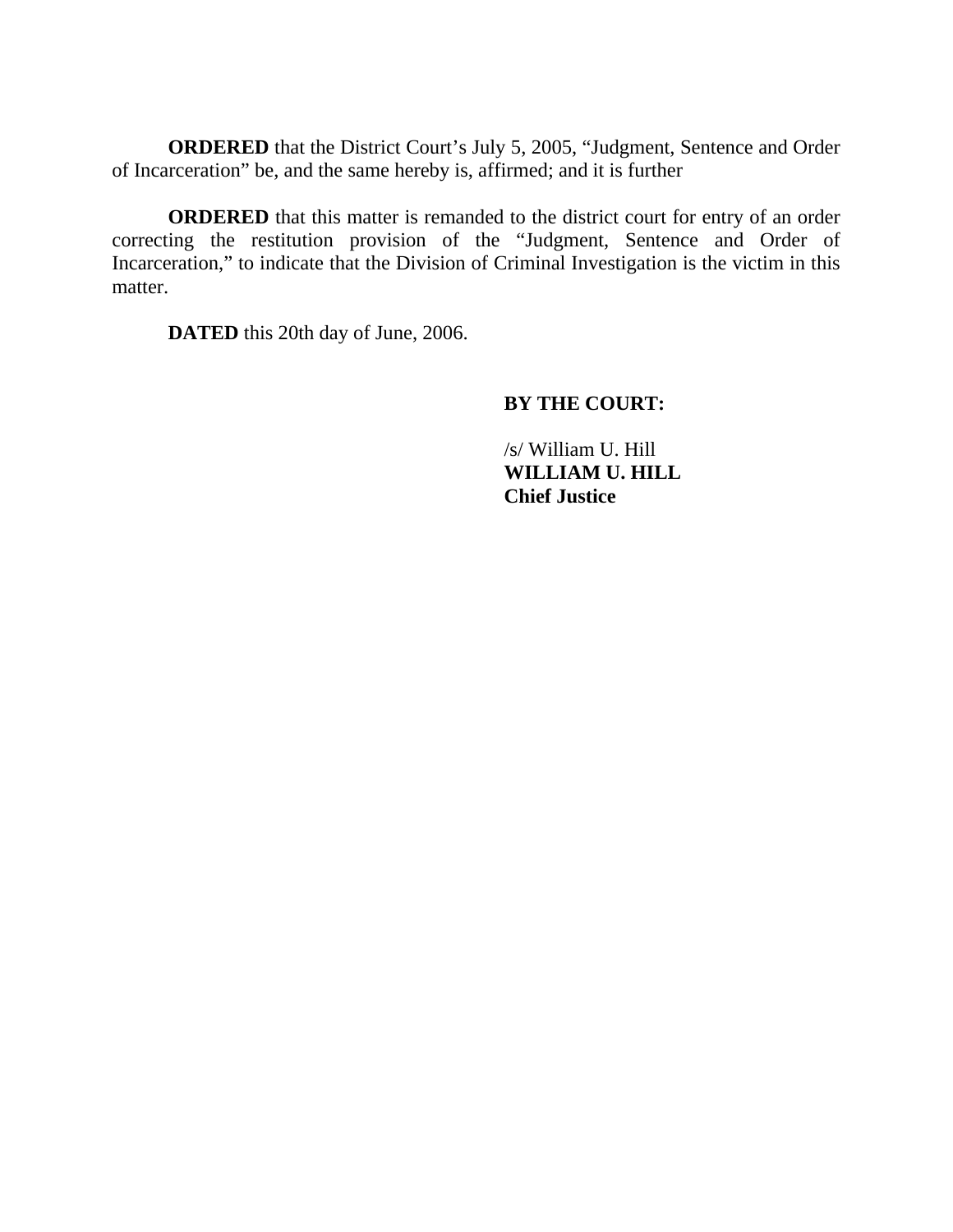**ORDERED** that the District Court's July 5, 2005, "Judgment, Sentence and Order of Incarceration" be, and the same hereby is, affirmed; and it is further

**ORDERED** that this matter is remanded to the district court for entry of an order correcting the restitution provision of the "Judgment, Sentence and Order of Incarceration," to indicate that the Division of Criminal Investigation is the victim in this matter.

**DATED** this 20th day of June, 2006.

**BY THE COURT:**

/s/ William U. Hill
**WILLIAM U. HILL**
**Chief Justice**